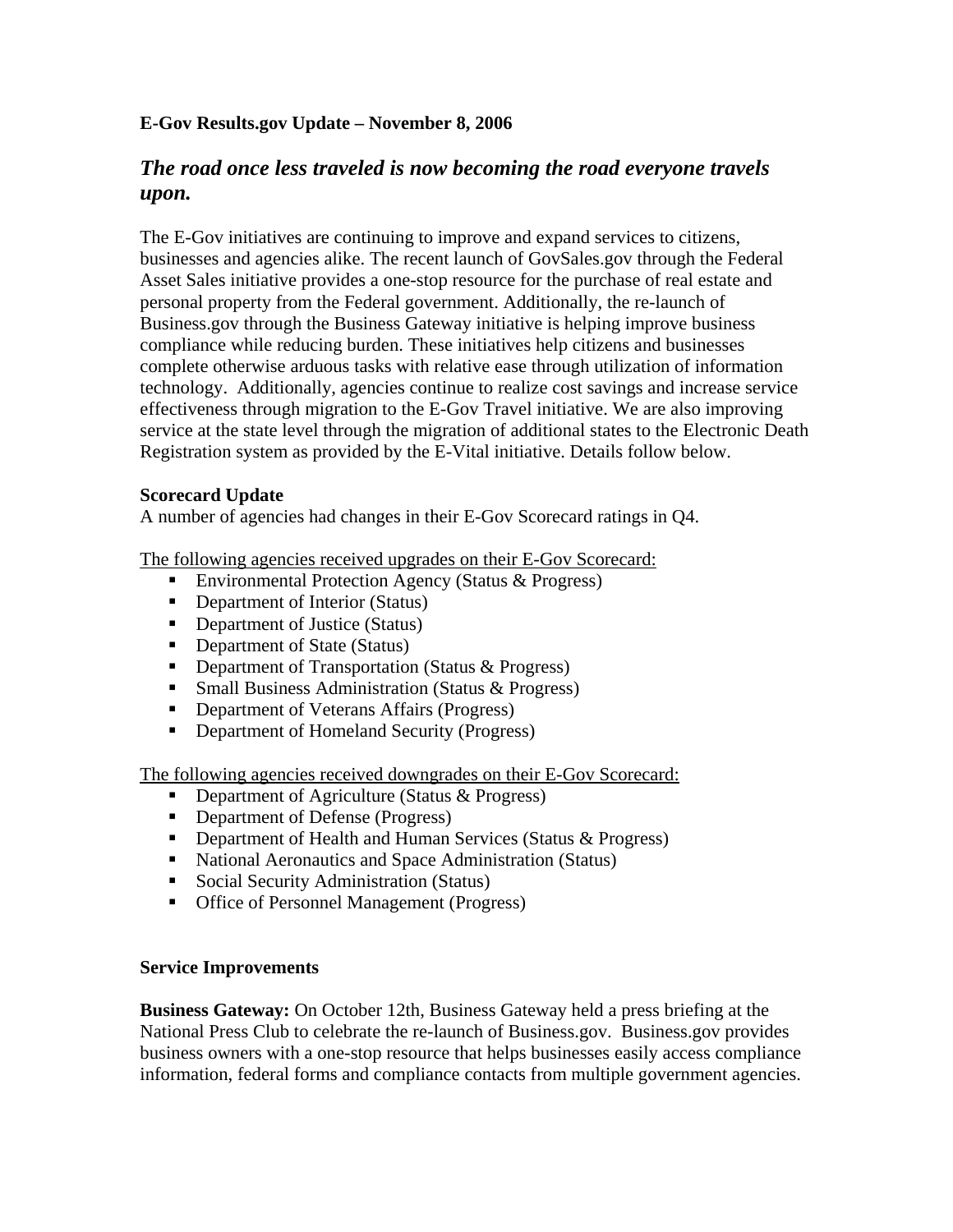**E-Gov Results.gov Update – November 8, 2006**

## *The road once less traveled is now becoming the road everyone travels upon.*

The E-Gov initiatives are continuing to improve and expand services to citizens, businesses and agencies alike. The recent launch of GovSales.gov through the Federal Asset Sales initiative provides a one-stop resource for the purchase of real estate and personal property from the Federal government. Additionally, the re-launch of Business.gov through the Business Gateway initiative is helping improve business compliance while reducing burden. These initiatives help citizens and businesses complete otherwise arduous tasks with relative ease through utilization of information technology. Additionally, agencies continue to realize cost savings and increase service effectiveness through migration to the E-Gov Travel initiative. We are also improving service at the state level through the migration of additional states to the Electronic Death Registration system as provided by the E-Vital initiative. Details follow below.

**Scorecard Update**

A number of agencies had changes in their E-Gov Scorecard ratings in Q4.

<u>The following agencies received upgrades on their E-Gov Scorecard:</u>

- Environmental Protection Agency (Status & Progress)
- Department of Interior (Status)
- Department of Justice (Status)
- Department of State (Status)
- Department of Transportation (Status & Progress)
- Small Business Administration (Status & Progress)
- Department of Veterans Affairs (Progress)
- Department of Homeland Security (Progress)

<u>The following agencies received downgrades on their E-Gov Scorecard:</u>

- Department of Agriculture (Status & Progress)
- Department of Defense (Progress)
- Department of Health and Human Services (Status & Progress)
- National Aeronautics and Space Administration (Status)
- Social Security Administration (Status)
- Office of Personnel Management (Progress)

**Service Improvements**

**Business Gateway:** On October 12th, Business Gateway held a press briefing at the National Press Club to celebrate the re-launch of Business.gov. Business.gov provides business owners with a one-stop resource that helps businesses easily access compliance information, federal forms and compliance contacts from multiple government agencies.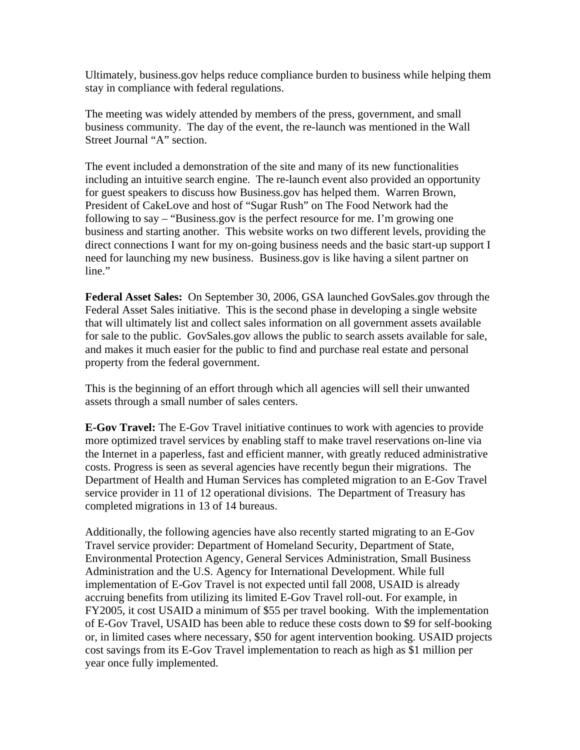Ultimately, business.gov helps reduce compliance burden to business while helping them stay in compliance with federal regulations.

The meeting was widely attended by members of the press, government, and small business community. The day of the event, the re-launch was mentioned in the Wall Street Journal "A" section.

The event included a demonstration of the site and many of its new functionalities including an intuitive search engine. The re-launch event also provided an opportunity for guest speakers to discuss how Business.gov has helped them. Warren Brown, President of CakeLove and host of "Sugar Rush" on The Food Network had the following to say – "Business.gov is the perfect resource for me. I'm growing one business and starting another. This website works on two different levels, providing the direct connections I want for my on-going business needs and the basic start-up support I need for launching my new business. Business.gov is like having a silent partner on line."

**Federal Asset Sales:** On September 30, 2006, GSA launched GovSales.gov through the Federal Asset Sales initiative. This is the second phase in developing a single website that will ultimately list and collect sales information on all government assets available for sale to the public. GovSales.gov allows the public to search assets available for sale, and makes it much easier for the public to find and purchase real estate and personal property from the federal government.

This is the beginning of an effort through which all agencies will sell their unwanted assets through a small number of sales centers.

**E-Gov Travel:** The E-Gov Travel initiative continues to work with agencies to provide more optimized travel services by enabling staff to make travel reservations on-line via the Internet in a paperless, fast and efficient manner, with greatly reduced administrative costs. Progress is seen as several agencies have recently begun their migrations. The Department of Health and Human Services has completed migration to an E-Gov Travel service provider in 11 of 12 operational divisions. The Department of Treasury has completed migrations in 13 of 14 bureaus.

Additionally, the following agencies have also recently started migrating to an E-Gov Travel service provider: Department of Homeland Security, Department of State, Environmental Protection Agency, General Services Administration, Small Business Administration and the U.S. Agency for International Development. While full implementation of E-Gov Travel is not expected until fall 2008, USAID is already accruing benefits from utilizing its limited E-Gov Travel roll-out. For example, in FY2005, it cost USAID a minimum of $55 per travel booking. With the implementation of E-Gov Travel, USAID has been able to reduce these costs down to $9 for self-booking or, in limited cases where necessary, $50 for agent intervention booking. USAID projects cost savings from its E-Gov Travel implementation to reach as high as $1 million per year once fully implemented.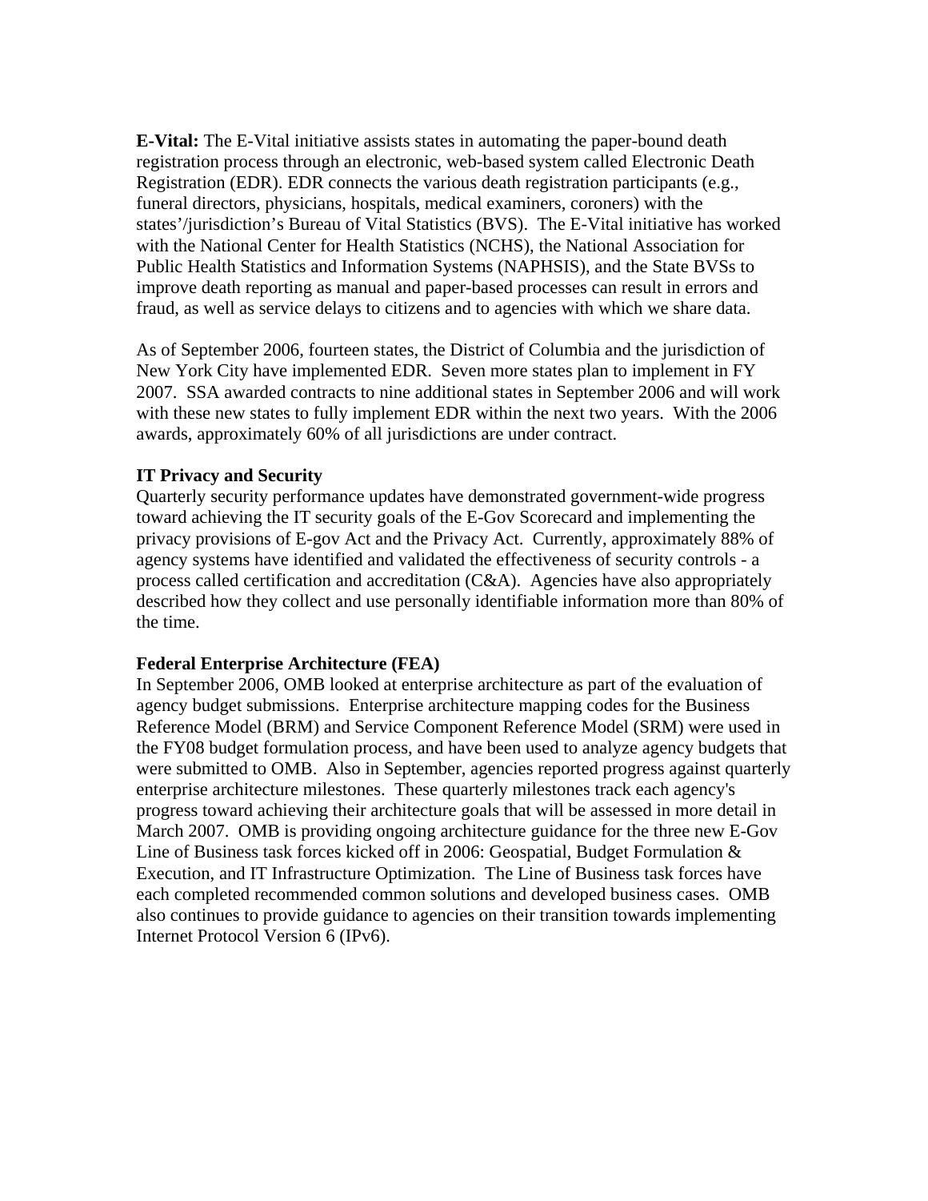**E-Vital:** The E-Vital initiative assists states in automating the paper-bound death registration process through an electronic, web-based system called Electronic Death Registration (EDR). EDR connects the various death registration participants (e.g., funeral directors, physicians, hospitals, medical examiners, coroners) with the states'/jurisdiction's Bureau of Vital Statistics (BVS). The E-Vital initiative has worked with the National Center for Health Statistics (NCHS), the National Association for Public Health Statistics and Information Systems (NAPHSIS), and the State BVSs to improve death reporting as manual and paper-based processes can result in errors and fraud, as well as service delays to citizens and to agencies with which we share data.

As of September 2006, fourteen states, the District of Columbia and the jurisdiction of New York City have implemented EDR. Seven more states plan to implement in FY 2007. SSA awarded contracts to nine additional states in September 2006 and will work with these new states to fully implement EDR within the next two years. With the 2006 awards, approximately 60% of all jurisdictions are under contract.

**IT Privacy and Security**

Quarterly security performance updates have demonstrated government-wide progress toward achieving the IT security goals of the E-Gov Scorecard and implementing the privacy provisions of E-gov Act and the Privacy Act. Currently, approximately 88% of agency systems have identified and validated the effectiveness of security controls - a process called certification and accreditation (C&A). Agencies have also appropriately described how they collect and use personally identifiable information more than 80% of the time.

**Federal Enterprise Architecture (FEA)**

In September 2006, OMB looked at enterprise architecture as part of the evaluation of agency budget submissions. Enterprise architecture mapping codes for the Business Reference Model (BRM) and Service Component Reference Model (SRM) were used in the FY08 budget formulation process, and have been used to analyze agency budgets that were submitted to OMB. Also in September, agencies reported progress against quarterly enterprise architecture milestones. These quarterly milestones track each agency's progress toward achieving their architecture goals that will be assessed in more detail in March 2007. OMB is providing ongoing architecture guidance for the three new E-Gov Line of Business task forces kicked off in 2006: Geospatial, Budget Formulation & Execution, and IT Infrastructure Optimization. The Line of Business task forces have each completed recommended common solutions and developed business cases. OMB also continues to provide guidance to agencies on their transition towards implementing Internet Protocol Version 6 (IPv6).